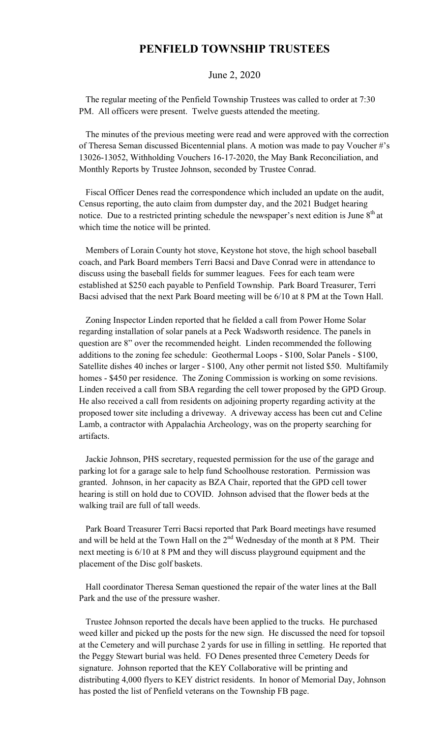# PENFIELD TOWNSHIP TRUSTEES

June 2, 2020

The regular meeting of the Penfield Township Trustees was called to order at 7:30 PM. All officers were present. Twelve guests attended the meeting.

The minutes of the previous meeting were read and were approved with the correction of Theresa Seman discussed Bicentennial plans. A motion was made to pay Voucher #'s 13026-13052, Withholding Vouchers 16-17-2020, the May Bank Reconciliation, and Monthly Reports by Trustee Johnson, seconded by Trustee Conrad.

Fiscal Officer Denes read the correspondence which included an update on the audit, Census reporting, the auto claim from dumpster day, and the 2021 Budget hearing notice. Due to a restricted printing schedule the newspaper's next edition is June 8th at which time the notice will be printed.

Members of Lorain County hot stove, Keystone hot stove, the high school baseball coach, and Park Board members Terri Bacsi and Dave Conrad were in attendance to discuss using the baseball fields for summer leagues. Fees for each team were established at $250 each payable to Penfield Township. Park Board Treasurer, Terri Bacsi advised that the next Park Board meeting will be 6/10 at 8 PM at the Town Hall.

Zoning Inspector Linden reported that he fielded a call from Power Home Solar regarding installation of solar panels at a Peck Wadsworth residence. The panels in question are 8" over the recommended height. Linden recommended the following additions to the zoning fee schedule: Geothermal Loops - $100, Solar Panels - $100, Satellite dishes 40 inches or larger - $100, Any other permit not listed $50. Multifamily homes - $450 per residence. The Zoning Commission is working on some revisions. Linden received a call from SBA regarding the cell tower proposed by the GPD Group. He also received a call from residents on adjoining property regarding activity at the proposed tower site including a driveway. A driveway access has been cut and Celine Lamb, a contractor with Appalachia Archeology, was on the property searching for artifacts.

Jackie Johnson, PHS secretary, requested permission for the use of the garage and parking lot for a garage sale to help fund Schoolhouse restoration. Permission was granted. Johnson, in her capacity as BZA Chair, reported that the GPD cell tower hearing is still on hold due to COVID. Johnson advised that the flower beds at the walking trail are full of tall weeds.

Park Board Treasurer Terri Bacsi reported that Park Board meetings have resumed and will be held at the Town Hall on the 2nd Wednesday of the month at 8 PM. Their next meeting is 6/10 at 8 PM and they will discuss playground equipment and the placement of the Disc golf baskets.

Hall coordinator Theresa Seman questioned the repair of the water lines at the Ball Park and the use of the pressure washer.

Trustee Johnson reported the decals have been applied to the trucks. He purchased weed killer and picked up the posts for the new sign. He discussed the need for topsoil at the Cemetery and will purchase 2 yards for use in filling in settling. He reported that the Peggy Stewart burial was held. FO Denes presented three Cemetery Deeds for signature. Johnson reported that the KEY Collaborative will be printing and distributing 4,000 flyers to KEY district residents. In honor of Memorial Day, Johnson has posted the list of Penfield veterans on the Township FB page.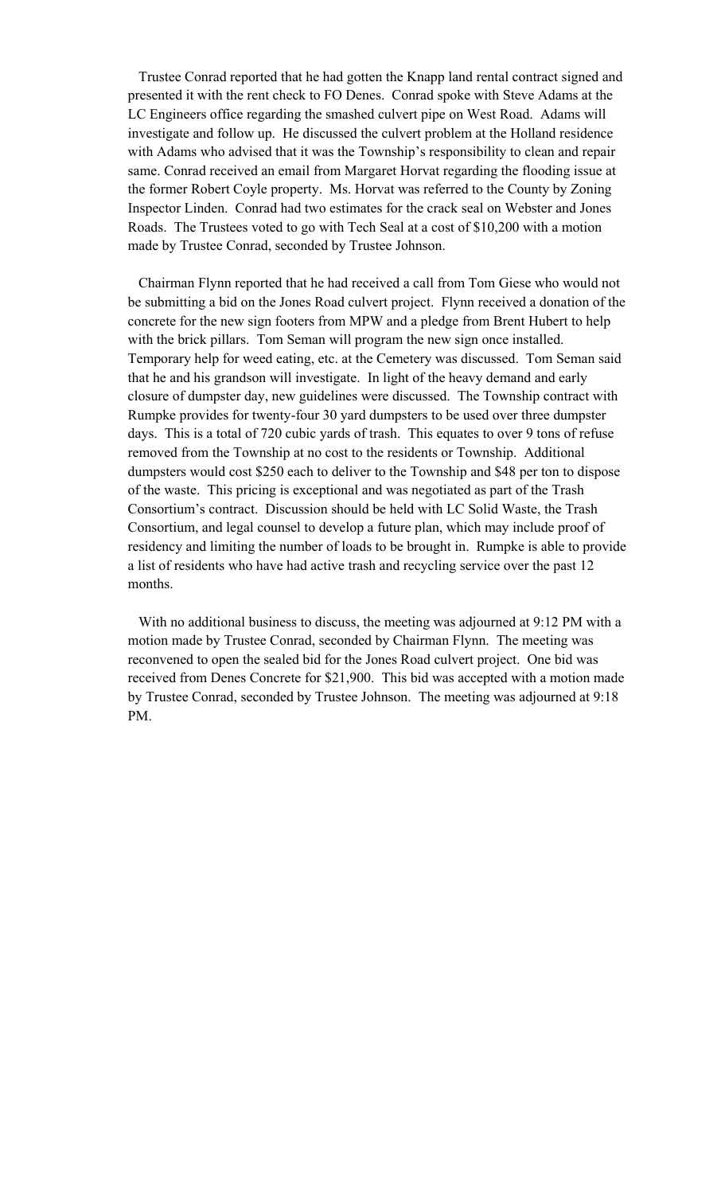Trustee Conrad reported that he had gotten the Knapp land rental contract signed and presented it with the rent check to FO Denes. Conrad spoke with Steve Adams at the LC Engineers office regarding the smashed culvert pipe on West Road. Adams will investigate and follow up. He discussed the culvert problem at the Holland residence with Adams who advised that it was the Township's responsibility to clean and repair same. Conrad received an email from Margaret Horvat regarding the flooding issue at the former Robert Coyle property. Ms. Horvat was referred to the County by Zoning Inspector Linden. Conrad had two estimates for the crack seal on Webster and Jones Roads. The Trustees voted to go with Tech Seal at a cost of $10,200 with a motion made by Trustee Conrad, seconded by Trustee Johnson.

Chairman Flynn reported that he had received a call from Tom Giese who would not be submitting a bid on the Jones Road culvert project. Flynn received a donation of the concrete for the new sign footers from MPW and a pledge from Brent Hubert to help with the brick pillars. Tom Seman will program the new sign once installed. Temporary help for weed eating, etc. at the Cemetery was discussed. Tom Seman said that he and his grandson will investigate. In light of the heavy demand and early closure of dumpster day, new guidelines were discussed. The Township contract with Rumpke provides for twenty-four 30 yard dumpsters to be used over three dumpster days. This is a total of 720 cubic yards of trash. This equates to over 9 tons of refuse removed from the Township at no cost to the residents or Township. Additional dumpsters would cost $250 each to deliver to the Township and $48 per ton to dispose of the waste. This pricing is exceptional and was negotiated as part of the Trash Consortium's contract. Discussion should be held with LC Solid Waste, the Trash Consortium, and legal counsel to develop a future plan, which may include proof of residency and limiting the number of loads to be brought in. Rumpke is able to provide a list of residents who have had active trash and recycling service over the past 12 months.

With no additional business to discuss, the meeting was adjourned at 9:12 PM with a motion made by Trustee Conrad, seconded by Chairman Flynn. The meeting was reconvened to open the sealed bid for the Jones Road culvert project. One bid was received from Denes Concrete for $21,900. This bid was accepted with a motion made by Trustee Conrad, seconded by Trustee Johnson. The meeting was adjourned at 9:18 PM.